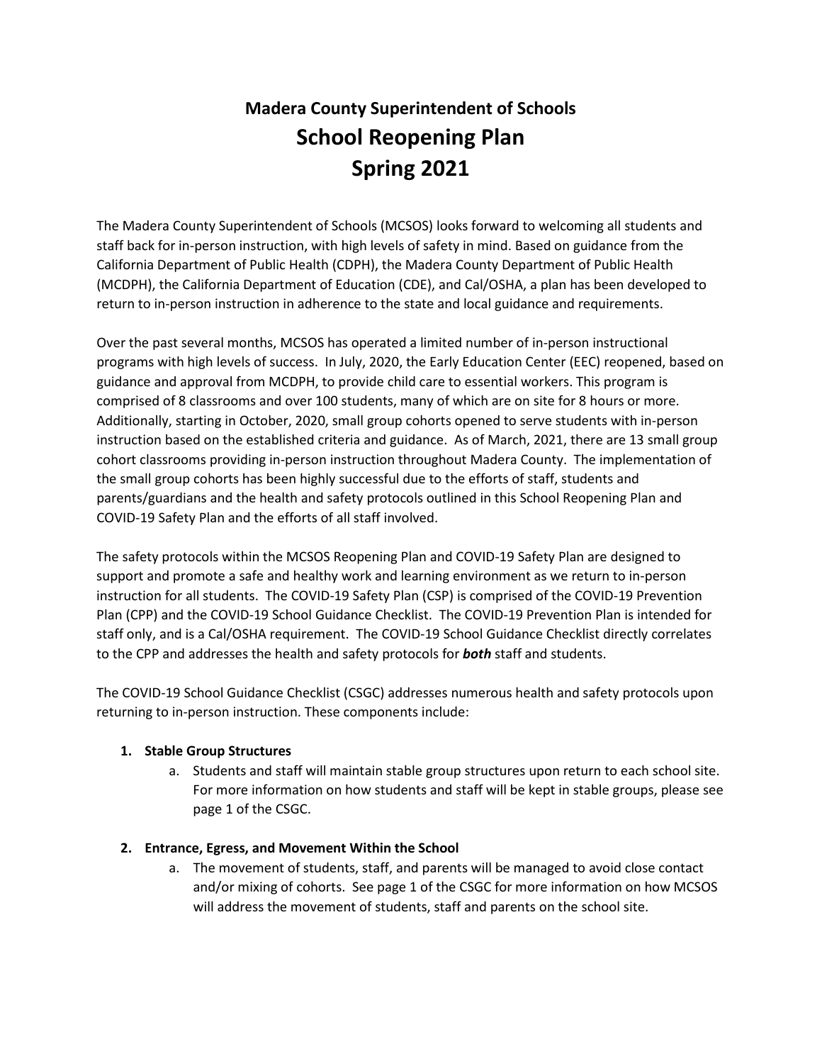# Madera County Superintendent of Schools
# School Reopening Plan
# Spring 2021

The Madera County Superintendent of Schools (MCSOS) looks forward to welcoming all students and staff back for in-person instruction, with high levels of safety in mind. Based on guidance from the California Department of Public Health (CDPH), the Madera County Department of Public Health (MCDPH), the California Department of Education (CDE), and Cal/OSHA, a plan has been developed to return to in-person instruction in adherence to the state and local guidance and requirements.

Over the past several months, MCSOS has operated a limited number of in-person instructional programs with high levels of success. In July, 2020, the Early Education Center (EEC) reopened, based on guidance and approval from MCDPH, to provide child care to essential workers. This program is comprised of 8 classrooms and over 100 students, many of which are on site for 8 hours or more. Additionally, starting in October, 2020, small group cohorts opened to serve students with in-person instruction based on the established criteria and guidance. As of March, 2021, there are 13 small group cohort classrooms providing in-person instruction throughout Madera County. The implementation of the small group cohorts has been highly successful due to the efforts of staff, students and parents/guardians and the health and safety protocols outlined in this School Reopening Plan and COVID-19 Safety Plan and the efforts of all staff involved.

The safety protocols within the MCSOS Reopening Plan and COVID-19 Safety Plan are designed to support and promote a safe and healthy work and learning environment as we return to in-person instruction for all students. The COVID-19 Safety Plan (CSP) is comprised of the COVID-19 Prevention Plan (CPP) and the COVID-19 School Guidance Checklist. The COVID-19 Prevention Plan is intended for staff only, and is a Cal/OSHA requirement. The COVID-19 School Guidance Checklist directly correlates to the CPP and addresses the health and safety protocols for ***both*** staff and students.

The COVID-19 School Guidance Checklist (CSGC) addresses numerous health and safety protocols upon returning to in-person instruction. These components include:

1. **Stable Group Structures**
   a. Students and staff will maintain stable group structures upon return to each school site. For more information on how students and staff will be kept in stable groups, please see page 1 of the CSGC.

2. **Entrance, Egress, and Movement Within the School**
   a. The movement of students, staff, and parents will be managed to avoid close contact and/or mixing of cohorts. See page 1 of the CSGC for more information on how MCSOS will address the movement of students, staff and parents on the school site.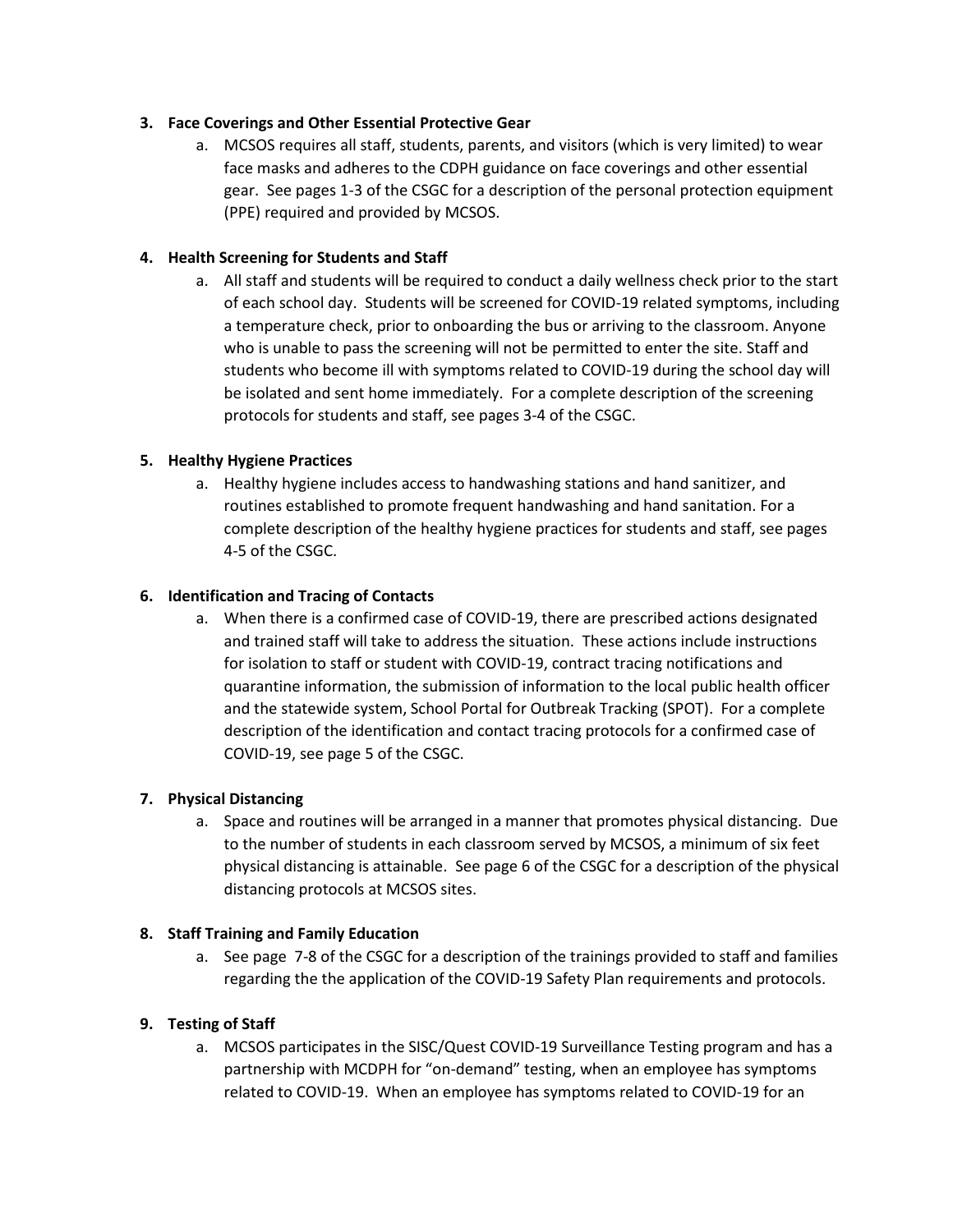3. **Face Coverings and Other Essential Protective Gear**
   a. MCSOS requires all staff, students, parents, and visitors (which is very limited) to wear face masks and adheres to the CDPH guidance on face coverings and other essential gear. See pages 1-3 of the CSGC for a description of the personal protection equipment (PPE) required and provided by MCSOS.

4. **Health Screening for Students and Staff**
   a. All staff and students will be required to conduct a daily wellness check prior to the start of each school day. Students will be screened for COVID-19 related symptoms, including a temperature check, prior to onboarding the bus or arriving to the classroom. Anyone who is unable to pass the screening will not be permitted to enter the site. Staff and students who become ill with symptoms related to COVID-19 during the school day will be isolated and sent home immediately. For a complete description of the screening protocols for students and staff, see pages 3-4 of the CSGC.

5. **Healthy Hygiene Practices**
   a. Healthy hygiene includes access to handwashing stations and hand sanitizer, and routines established to promote frequent handwashing and hand sanitation. For a complete description of the healthy hygiene practices for students and staff, see pages 4-5 of the CSGC.

6. **Identification and Tracing of Contacts**
   a. When there is a confirmed case of COVID-19, there are prescribed actions designated and trained staff will take to address the situation. These actions include instructions for isolation to staff or student with COVID-19, contract tracing notifications and quarantine information, the submission of information to the local public health officer and the statewide system, School Portal for Outbreak Tracking (SPOT). For a complete description of the identification and contact tracing protocols for a confirmed case of COVID-19, see page 5 of the CSGC.

7. **Physical Distancing**
   a. Space and routines will be arranged in a manner that promotes physical distancing. Due to the number of students in each classroom served by MCSOS, a minimum of six feet physical distancing is attainable. See page 6 of the CSGC for a description of the physical distancing protocols at MCSOS sites.

8. **Staff Training and Family Education**
   a. See page 7-8 of the CSGC for a description of the trainings provided to staff and families regarding the the application of the COVID-19 Safety Plan requirements and protocols.

9. **Testing of Staff**
   a. MCSOS participates in the SISC/Quest COVID-19 Surveillance Testing program and has a partnership with MCDPH for "on-demand" testing, when an employee has symptoms related to COVID-19. When an employee has symptoms related to COVID-19 for an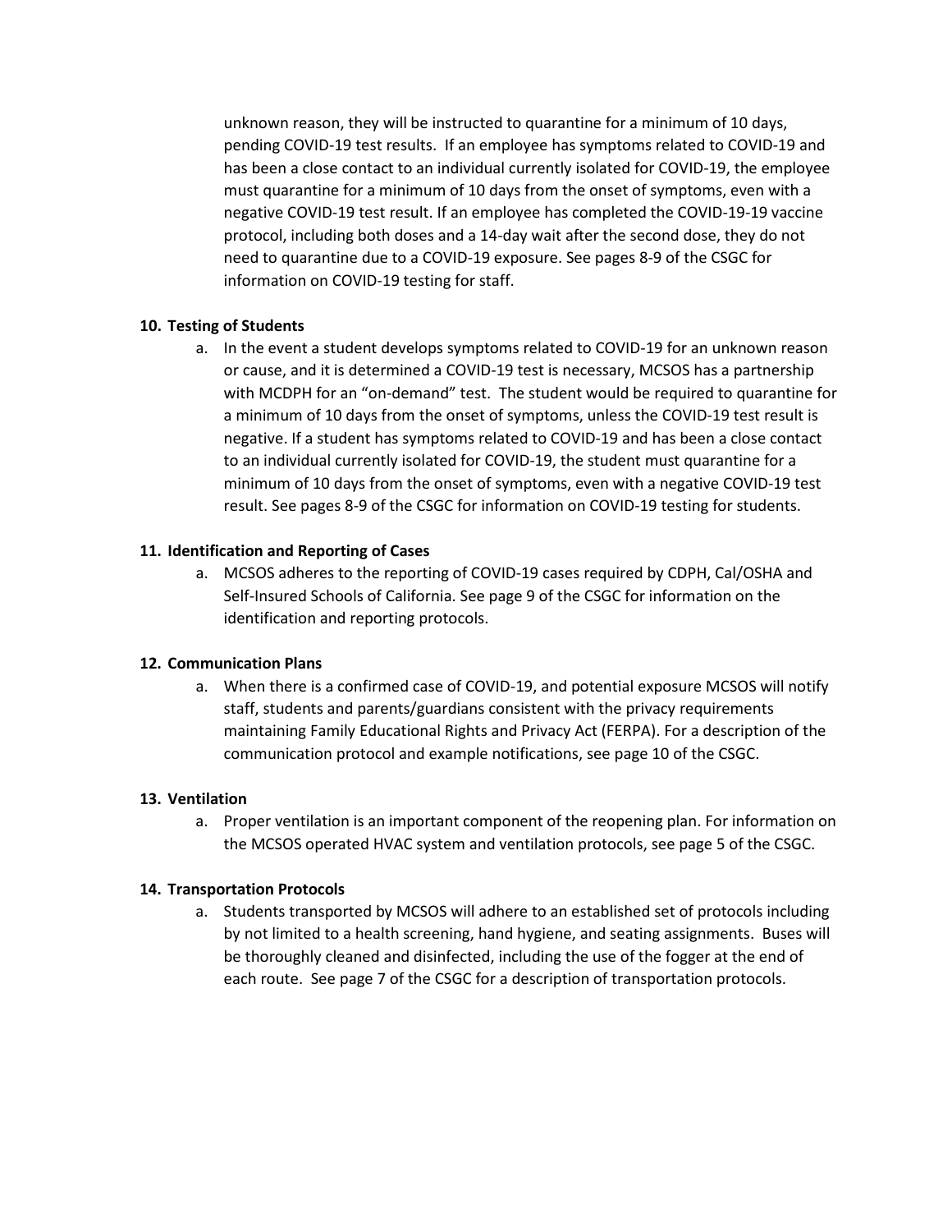unknown reason, they will be instructed to quarantine for a minimum of 10 days, pending COVID-19 test results. If an employee has symptoms related to COVID-19 and has been a close contact to an individual currently isolated for COVID-19, the employee must quarantine for a minimum of 10 days from the onset of symptoms, even with a negative COVID-19 test result. If an employee has completed the COVID-19-19 vaccine protocol, including both doses and a 14-day wait after the second dose, they do not need to quarantine due to a COVID-19 exposure. See pages 8-9 of the CSGC for information on COVID-19 testing for staff.

**10. Testing of Students**

a. In the event a student develops symptoms related to COVID-19 for an unknown reason or cause, and it is determined a COVID-19 test is necessary, MCSOS has a partnership with MCDPH for an "on-demand" test. The student would be required to quarantine for a minimum of 10 days from the onset of symptoms, unless the COVID-19 test result is negative. If a student has symptoms related to COVID-19 and has been a close contact to an individual currently isolated for COVID-19, the student must quarantine for a minimum of 10 days from the onset of symptoms, even with a negative COVID-19 test result. See pages 8-9 of the CSGC for information on COVID-19 testing for students.

**11. Identification and Reporting of Cases**

a. MCSOS adheres to the reporting of COVID-19 cases required by CDPH, Cal/OSHA and Self-Insured Schools of California. See page 9 of the CSGC for information on the identification and reporting protocols.

**12. Communication Plans**

a. When there is a confirmed case of COVID-19, and potential exposure MCSOS will notify staff, students and parents/guardians consistent with the privacy requirements maintaining Family Educational Rights and Privacy Act (FERPA). For a description of the communication protocol and example notifications, see page 10 of the CSGC.

**13. Ventilation**

a. Proper ventilation is an important component of the reopening plan. For information on the MCSOS operated HVAC system and ventilation protocols, see page 5 of the CSGC.

**14. Transportation Protocols**

a. Students transported by MCSOS will adhere to an established set of protocols including by not limited to a health screening, hand hygiene, and seating assignments. Buses will be thoroughly cleaned and disinfected, including the use of the fogger at the end of each route. See page 7 of the CSGC for a description of transportation protocols.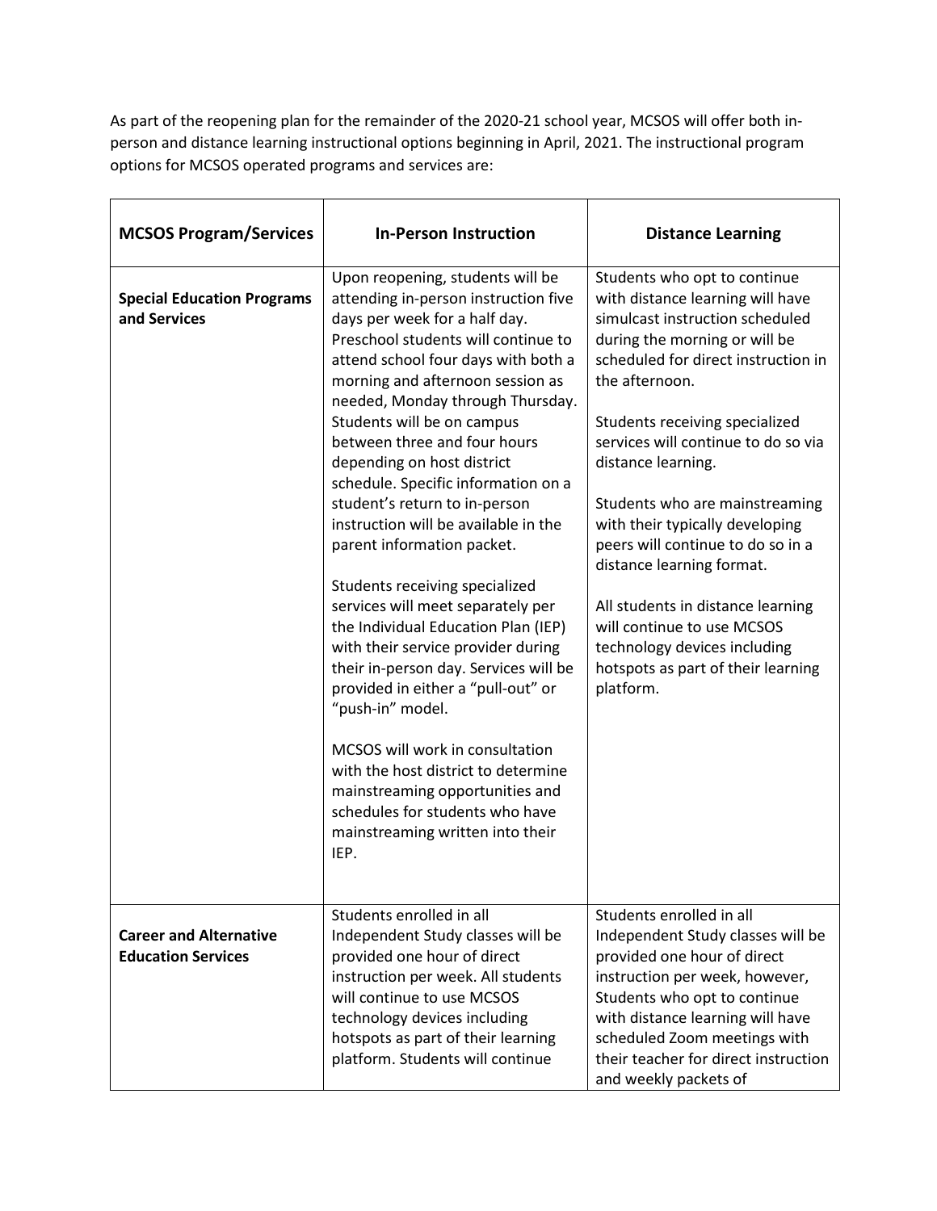As part of the reopening plan for the remainder of the 2020-21 school year, MCSOS will offer both in-person and distance learning instructional options beginning in April, 2021. The instructional program options for MCSOS operated programs and services are:

| MCSOS Program/Services | In-Person Instruction | Distance Learning |
|---|---|---|
| **Special Education Programs and Services** | Upon reopening, students will be attending in-person instruction five days per week for a half day. Preschool students will continue to attend school four days with both a morning and afternoon session as needed, Monday through Thursday. Students will be on campus between three and four hours depending on host district schedule. Specific information on a student's return to in-person instruction will be available in the parent information packet.<br><br>Students receiving specialized services will meet separately per the Individual Education Plan (IEP) with their service provider during their in-person day. Services will be provided in either a "pull-out" or "push-in" model.<br><br>MCSOS will work in consultation with the host district to determine mainstreaming opportunities and schedules for students who have mainstreaming written into their IEP. | Students who opt to continue with distance learning will have simulcast instruction scheduled during the morning or will be scheduled for direct instruction in the afternoon.<br><br>Students receiving specialized services will continue to do so via distance learning.<br><br>Students who are mainstreaming with their typically developing peers will continue to do so in a distance learning format.<br><br>All students in distance learning will continue to use MCSOS technology devices including hotspots as part of their learning platform. |
| **Career and Alternative Education Services** | Students enrolled in all Independent Study classes will be provided one hour of direct instruction per week. All students will continue to use MCSOS technology devices including hotspots as part of their learning platform. Students will continue | Students enrolled in all Independent Study classes will be provided one hour of direct instruction per week, however, Students who opt to continue with distance learning will have scheduled Zoom meetings with their teacher for direct instruction and weekly packets of |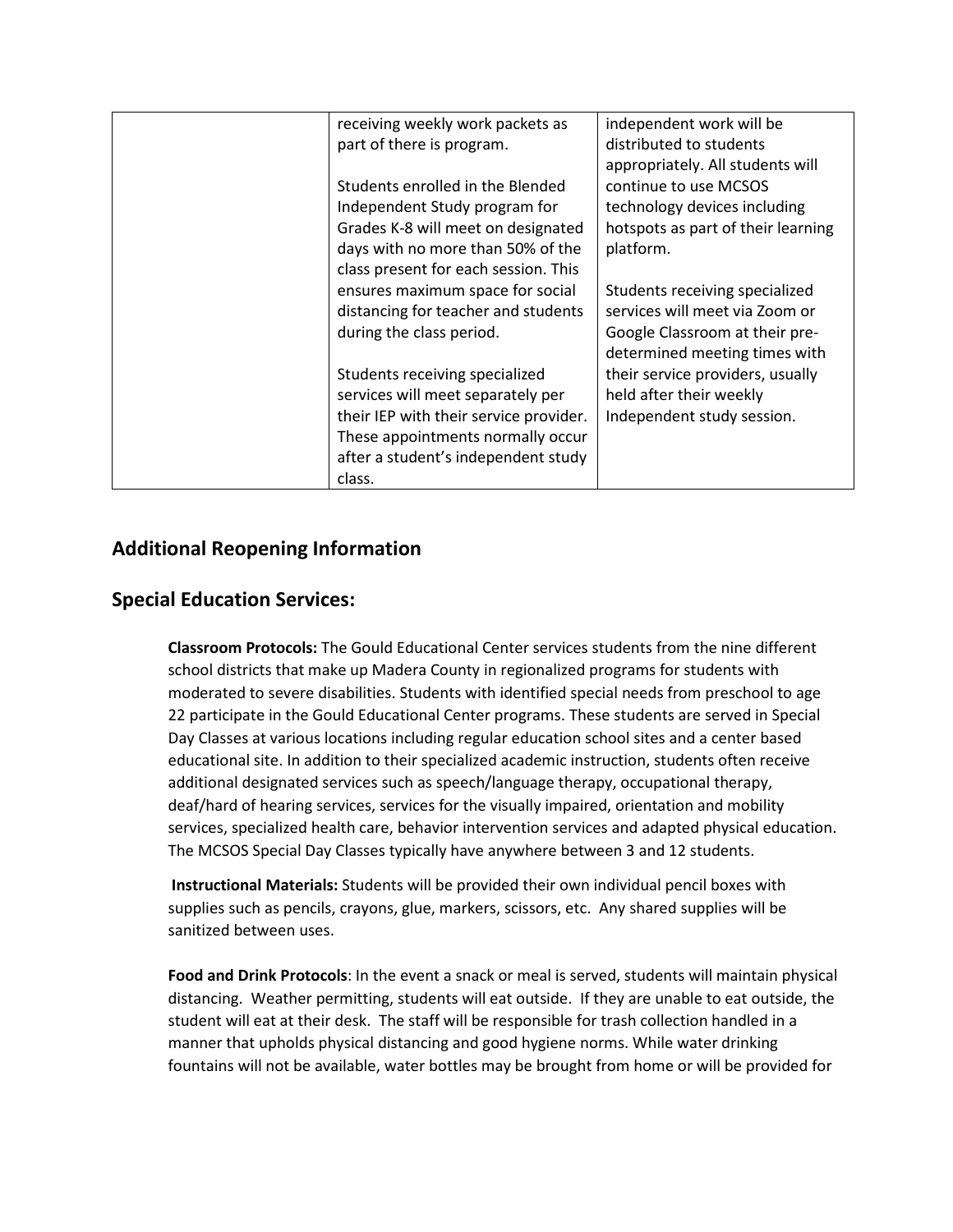| | | |
|---|---|---|
| | receiving weekly work packets as part of there is program.<br><br>Students enrolled in the Blended Independent Study program for Grades K-8 will meet on designated days with no more than 50% of the class present for each session. This ensures maximum space for social distancing for teacher and students during the class period.<br><br>Students receiving specialized services will meet separately per their IEP with their service provider. These appointments normally occur after a student's independent study class. | independent work will be distributed to students appropriately. All students will continue to use MCSOS technology devices including hotspots as part of their learning platform.<br><br>Students receiving specialized services will meet via Zoom or Google Classroom at their pre-determined meeting times with their service providers, usually held after their weekly Independent study session. |

## Additional Reopening Information

## Special Education Services:

**Classroom Protocols:** The Gould Educational Center services students from the nine different school districts that make up Madera County in regionalized programs for students with moderated to severe disabilities. Students with identified special needs from preschool to age 22 participate in the Gould Educational Center programs. These students are served in Special Day Classes at various locations including regular education school sites and a center based educational site. In addition to their specialized academic instruction, students often receive additional designated services such as speech/language therapy, occupational therapy, deaf/hard of hearing services, services for the visually impaired, orientation and mobility services, specialized health care, behavior intervention services and adapted physical education. The MCSOS Special Day Classes typically have anywhere between 3 and 12 students.

**Instructional Materials:** Students will be provided their own individual pencil boxes with supplies such as pencils, crayons, glue, markers, scissors, etc. Any shared supplies will be sanitized between uses.

**Food and Drink Protocols**: In the event a snack or meal is served, students will maintain physical distancing. Weather permitting, students will eat outside. If they are unable to eat outside, the student will eat at their desk. The staff will be responsible for trash collection handled in a manner that upholds physical distancing and good hygiene norms. While water drinking fountains will not be available, water bottles may be brought from home or will be provided for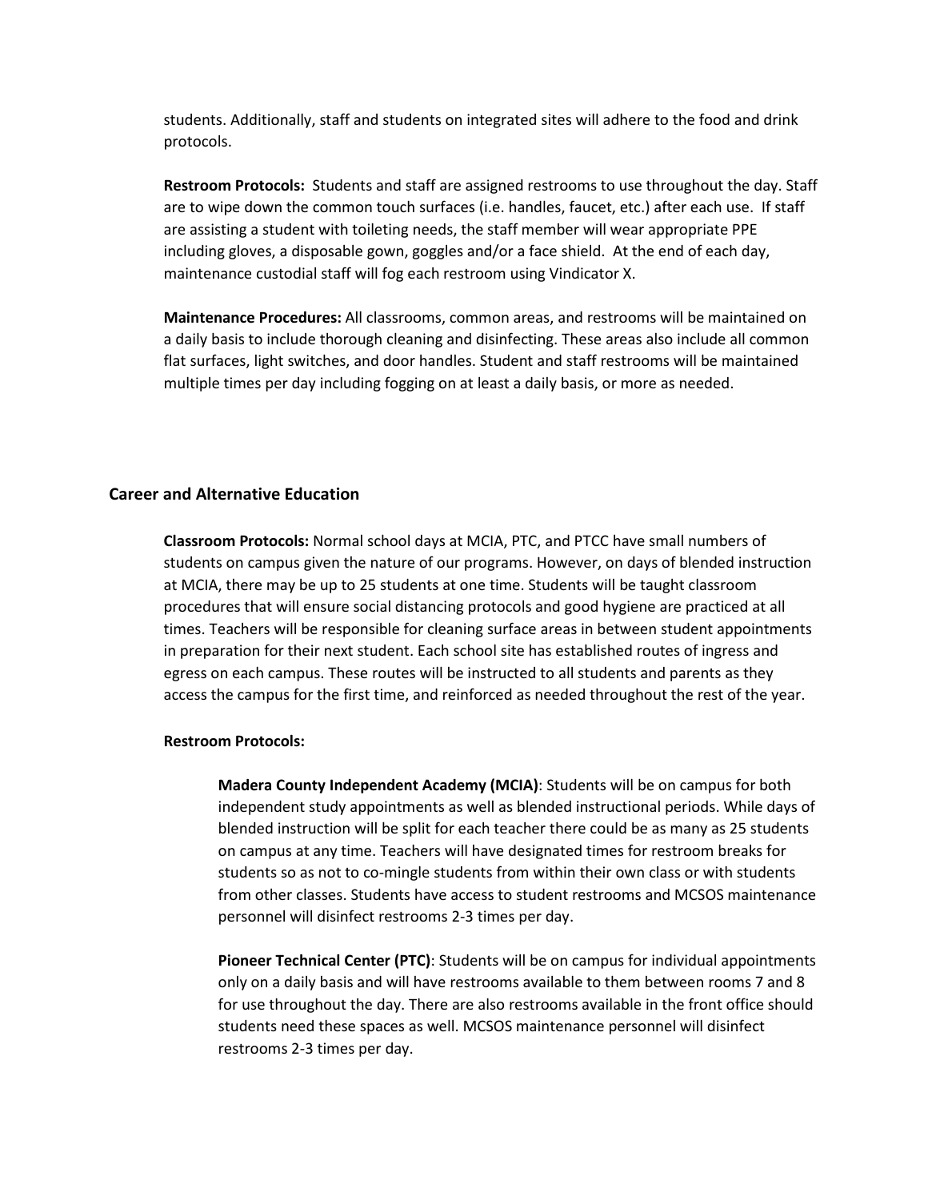students. Additionally, staff and students on integrated sites will adhere to the food and drink protocols.

**Restroom Protocols:** Students and staff are assigned restrooms to use throughout the day. Staff are to wipe down the common touch surfaces (i.e. handles, faucet, etc.) after each use. If staff are assisting a student with toileting needs, the staff member will wear appropriate PPE including gloves, a disposable gown, goggles and/or a face shield. At the end of each day, maintenance custodial staff will fog each restroom using Vindicator X.

**Maintenance Procedures:** All classrooms, common areas, and restrooms will be maintained on a daily basis to include thorough cleaning and disinfecting. These areas also include all common flat surfaces, light switches, and door handles. Student and staff restrooms will be maintained multiple times per day including fogging on at least a daily basis, or more as needed.

## Career and Alternative Education

**Classroom Protocols:** Normal school days at MCIA, PTC, and PTCC have small numbers of students on campus given the nature of our programs. However, on days of blended instruction at MCIA, there may be up to 25 students at one time. Students will be taught classroom procedures that will ensure social distancing protocols and good hygiene are practiced at all times. Teachers will be responsible for cleaning surface areas in between student appointments in preparation for their next student. Each school site has established routes of ingress and egress on each campus. These routes will be instructed to all students and parents as they access the campus for the first time, and reinforced as needed throughout the rest of the year.

**Restroom Protocols:**

**Madera County Independent Academy (MCIA)**: Students will be on campus for both independent study appointments as well as blended instructional periods. While days of blended instruction will be split for each teacher there could be as many as 25 students on campus at any time. Teachers will have designated times for restroom breaks for students so as not to co-mingle students from within their own class or with students from other classes. Students have access to student restrooms and MCSOS maintenance personnel will disinfect restrooms 2-3 times per day.

**Pioneer Technical Center (PTC)**: Students will be on campus for individual appointments only on a daily basis and will have restrooms available to them between rooms 7 and 8 for use throughout the day. There are also restrooms available in the front office should students need these spaces as well. MCSOS maintenance personnel will disinfect restrooms 2-3 times per day.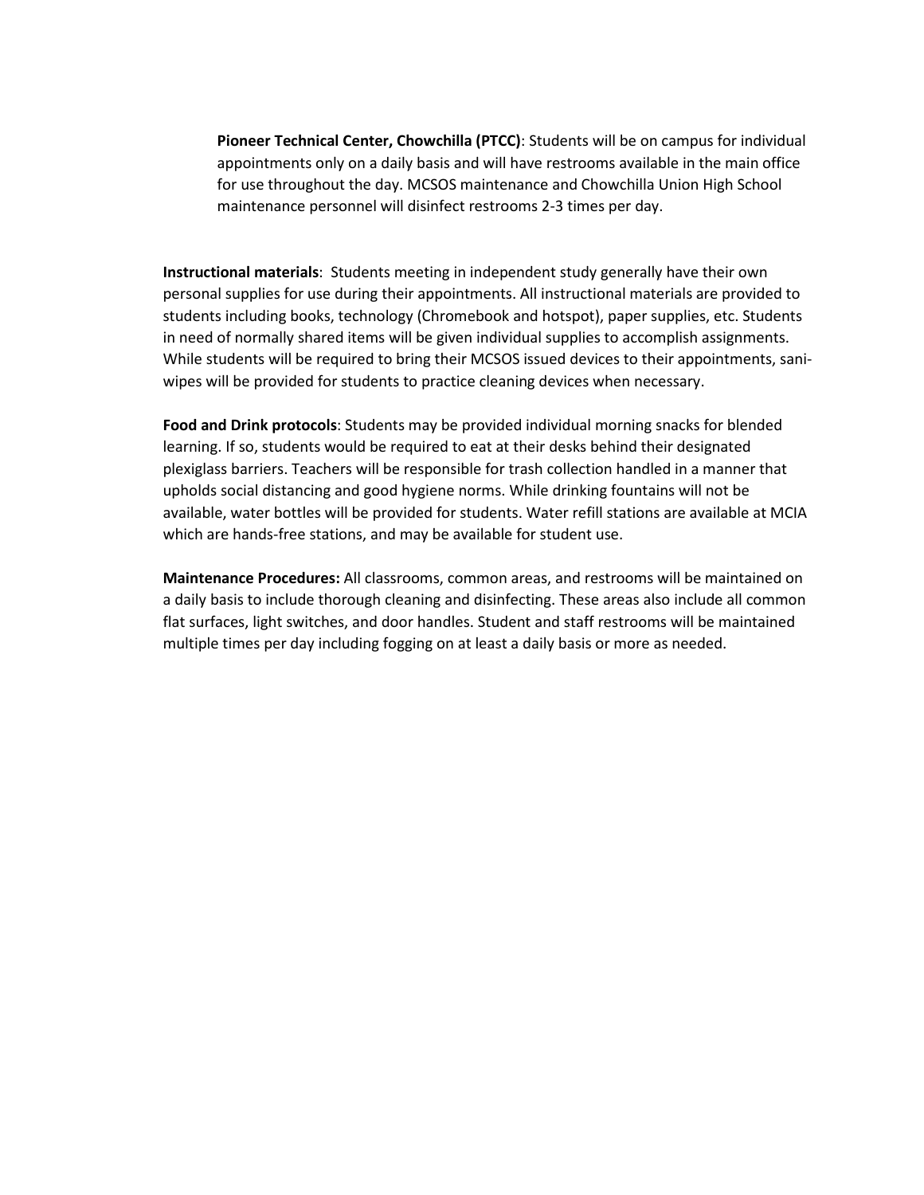**Pioneer Technical Center, Chowchilla (PTCC)**: Students will be on campus for individual appointments only on a daily basis and will have restrooms available in the main office for use throughout the day. MCSOS maintenance and Chowchilla Union High School maintenance personnel will disinfect restrooms 2-3 times per day.

**Instructional materials**: Students meeting in independent study generally have their own personal supplies for use during their appointments. All instructional materials are provided to students including books, technology (Chromebook and hotspot), paper supplies, etc. Students in need of normally shared items will be given individual supplies to accomplish assignments. While students will be required to bring their MCSOS issued devices to their appointments, sani-wipes will be provided for students to practice cleaning devices when necessary.

**Food and Drink protocols**: Students may be provided individual morning snacks for blended learning. If so, students would be required to eat at their desks behind their designated plexiglass barriers. Teachers will be responsible for trash collection handled in a manner that upholds social distancing and good hygiene norms. While drinking fountains will not be available, water bottles will be provided for students. Water refill stations are available at MCIA which are hands-free stations, and may be available for student use.

**Maintenance Procedures:** All classrooms, common areas, and restrooms will be maintained on a daily basis to include thorough cleaning and disinfecting. These areas also include all common flat surfaces, light switches, and door handles. Student and staff restrooms will be maintained multiple times per day including fogging on at least a daily basis or more as needed.